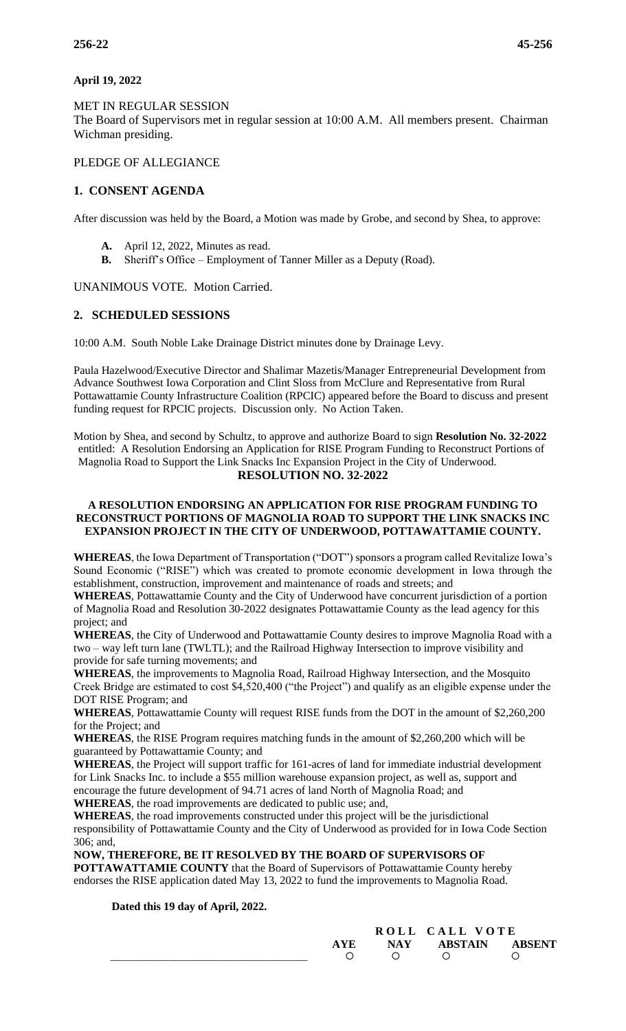**April 19, 2022**

MET IN REGULAR SESSION
The Board of Supervisors met in regular session at 10:00 A.M. All members present. Chairman Wichman presiding.

PLEDGE OF ALLEGIANCE

## 1. CONSENT AGENDA

After discussion was held by the Board, a Motion was made by Grobe, and second by Shea, to approve:

- **A.** April 12, 2022, Minutes as read.
- **B.** Sheriff's Office – Employment of Tanner Miller as a Deputy (Road).

UNANIMOUS VOTE. Motion Carried.

## 2. SCHEDULED SESSIONS

10:00 A.M. South Noble Lake Drainage District minutes done by Drainage Levy.

Paula Hazelwood/Executive Director and Shalimar Mazetis/Manager Entrepreneurial Development from Advance Southwest Iowa Corporation and Clint Sloss from McClure and Representative from Rural Pottawattamie County Infrastructure Coalition (RPCIC) appeared before the Board to discuss and present funding request for RPCIC projects. Discussion only. No Action Taken.

Motion by Shea, and second by Schultz, to approve and authorize Board to sign **Resolution No. 32-2022** entitled: A Resolution Endorsing an Application for RISE Program Funding to Reconstruct Portions of Magnolia Road to Support the Link Snacks Inc Expansion Project in the City of Underwood.

**RESOLUTION NO. 32-2022**

**A RESOLUTION ENDORSING AN APPLICATION FOR RISE PROGRAM FUNDING TO RECONSTRUCT PORTIONS OF MAGNOLIA ROAD TO SUPPORT THE LINK SNACKS INC EXPANSION PROJECT IN THE CITY OF UNDERWOOD, POTTAWATTAMIE COUNTY.**

**WHEREAS**, the Iowa Department of Transportation ("DOT") sponsors a program called Revitalize Iowa's Sound Economic ("RISE") which was created to promote economic development in Iowa through the establishment, construction, improvement and maintenance of roads and streets; and

**WHEREAS**, Pottawattamie County and the City of Underwood have concurrent jurisdiction of a portion of Magnolia Road and Resolution 30-2022 designates Pottawattamie County as the lead agency for this project; and

**WHEREAS**, the City of Underwood and Pottawattamie County desires to improve Magnolia Road with a two – way left turn lane (TWLTL); and the Railroad Highway Intersection to improve visibility and provide for safe turning movements; and

**WHEREAS**, the improvements to Magnolia Road, Railroad Highway Intersection, and the Mosquito Creek Bridge are estimated to cost $4,520,400 ("the Project") and qualify as an eligible expense under the DOT RISE Program; and

**WHEREAS**, Pottawattamie County will request RISE funds from the DOT in the amount of $2,260,200 for the Project; and

**WHEREAS**, the RISE Program requires matching funds in the amount of $2,260,200 which will be guaranteed by Pottawattamie County; and

**WHEREAS**, the Project will support traffic for 161-acres of land for immediate industrial development for Link Snacks Inc. to include a $55 million warehouse expansion project, as well as, support and encourage the future development of 94.71 acres of land North of Magnolia Road; and

**WHEREAS**, the road improvements are dedicated to public use; and,

**WHEREAS**, the road improvements constructed under this project will be the jurisdictional responsibility of Pottawattamie County and the City of Underwood as provided for in Iowa Code Section 306; and,

**NOW, THEREFORE, BE IT RESOLVED BY THE BOARD OF SUPERVISORS OF POTTAWATTAMIE COUNTY** that the Board of Supervisors of Pottawattamie County hereby endorses the RISE application dated May 13, 2022 to fund the improvements to Magnolia Road.

**Dated this 19 day of April, 2022.**

| | ROLL CALL VOTE | | | |
|---|---|---|---|---|
| | **AYE** | **NAY** | **ABSTAIN** | **ABSENT** |
| ______________________________ | ○ | ○ | ○ | ○ |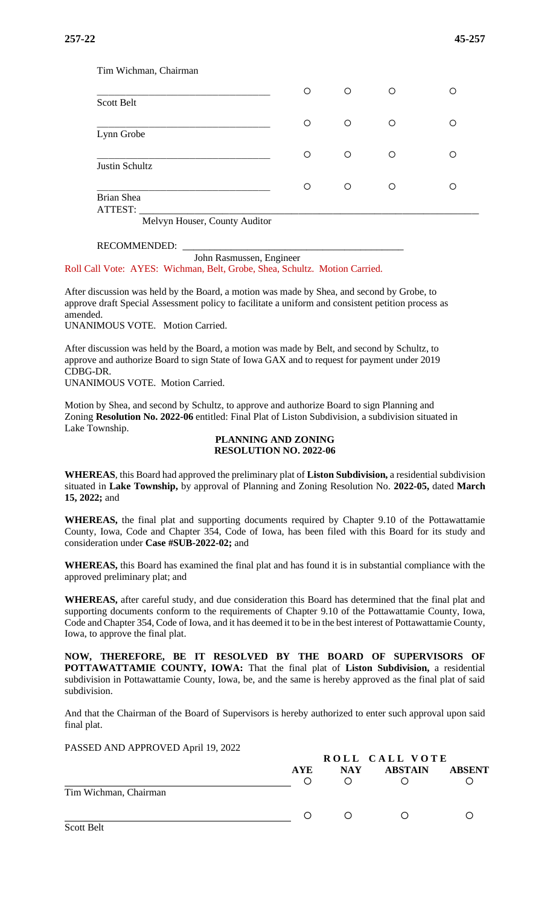Tim Wichman, Chairman

| | | | | |
|---|---|---|---|---|
| Scott Belt | ○ | ○ | ○ | ○ |
| Lynn Grobe | ○ | ○ | ○ | ○ |
| Justin Schultz | ○ | ○ | ○ | ○ |
| Brian Shea | ○ | ○ | ○ | ○ |

ATTEST: ______________________________
Melvyn Houser, County Auditor

RECOMMENDED: ______________________________
John Rasmussen, Engineer

Roll Call Vote: AYES: Wichman, Belt, Grobe, Shea, Schultz. Motion Carried.

After discussion was held by the Board, a motion was made by Shea, and second by Grobe, to approve draft Special Assessment policy to facilitate a uniform and consistent petition process as amended.
UNANIMOUS VOTE. Motion Carried.

After discussion was held by the Board, a motion was made by Belt, and second by Schultz, to approve and authorize Board to sign State of Iowa GAX and to request for payment under 2019 CDBG-DR.
UNANIMOUS VOTE. Motion Carried.

Motion by Shea, and second by Schultz, to approve and authorize Board to sign Planning and Zoning **Resolution No. 2022-06** entitled: Final Plat of Liston Subdivision, a subdivision situated in Lake Township.

**PLANNING AND ZONING**
**RESOLUTION NO. 2022-06**

**WHEREAS**, this Board had approved the preliminary plat of **Liston Subdivision,** a residential subdivision situated in **Lake Township,** by approval of Planning and Zoning Resolution No. **2022-05,** dated **March 15, 2022;** and

**WHEREAS,** the final plat and supporting documents required by Chapter 9.10 of the Pottawattamie County, Iowa, Code and Chapter 354, Code of Iowa, has been filed with this Board for its study and consideration under **Case #SUB-2022-02;** and

**WHEREAS,** this Board has examined the final plat and has found it is in substantial compliance with the approved preliminary plat; and

**WHEREAS,** after careful study, and due consideration this Board has determined that the final plat and supporting documents conform to the requirements of Chapter 9.10 of the Pottawattamie County, Iowa, Code and Chapter 354, Code of Iowa, and it has deemed it to be in the best interest of Pottawattamie County, Iowa, to approve the final plat.

**NOW, THEREFORE, BE IT RESOLVED BY THE BOARD OF SUPERVISORS OF POTTAWATTAMIE COUNTY, IOWA:** That the final plat of **Liston Subdivision,** a residential subdivision in Pottawattamie County, Iowa, be, and the same is hereby approved as the final plat of said subdivision.

And that the Chairman of the Board of Supervisors is hereby authorized to enter such approval upon said final plat.

PASSED AND APPROVED April 19, 2022

| | ROLL CALL VOTE | | | |
|---|---|---|---|---|
| | **AYE** | **NAY** | **ABSTAIN** | **ABSENT** |
| Tim Wichman, Chairman | ○ | ○ | ○ | ○ |
| Scott Belt | ○ | ○ | ○ | ○ |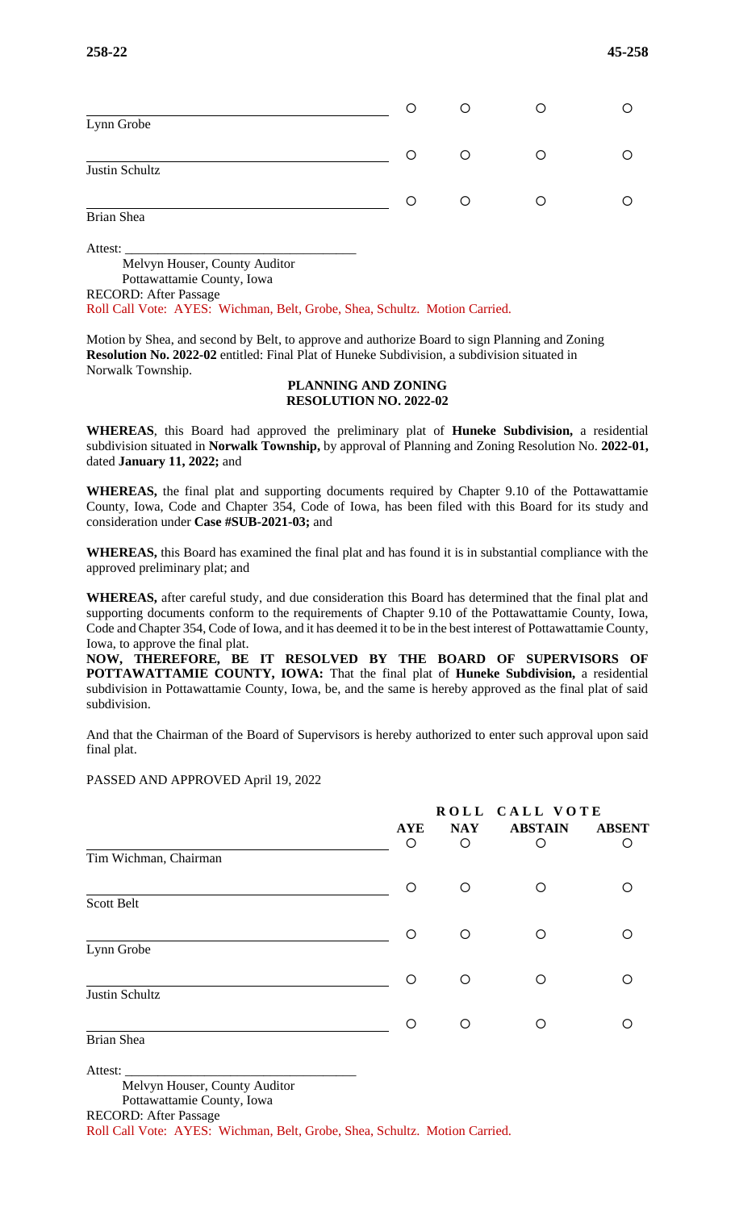| | | | | |
|---|---|---|---|---|
| Lynn Grobe | ○ | ○ | ○ | ○ |
| Justin Schultz | ○ | ○ | ○ | ○ |
| Brian Shea | ○ | ○ | ○ | ○ |

Attest: ______________________________

Melvyn Houser, County Auditor
Pottawattamie County, Iowa

RECORD: After Passage

Roll Call Vote: AYES: Wichman, Belt, Grobe, Shea, Schultz. Motion Carried.

Motion by Shea, and second by Belt, to approve and authorize Board to sign Planning and Zoning **Resolution No. 2022-02** entitled: Final Plat of Huneke Subdivision, a subdivision situated in Norwalk Township.

**PLANNING AND ZONING**
**RESOLUTION NO. 2022-02**

**WHEREAS**, this Board had approved the preliminary plat of **Huneke Subdivision,** a residential subdivision situated in **Norwalk Township,** by approval of Planning and Zoning Resolution No. **2022-01,** dated **January 11, 2022;** and

**WHEREAS,** the final plat and supporting documents required by Chapter 9.10 of the Pottawattamie County, Iowa, Code and Chapter 354, Code of Iowa, has been filed with this Board for its study and consideration under **Case #SUB-2021-03;** and

**WHEREAS,** this Board has examined the final plat and has found it is in substantial compliance with the approved preliminary plat; and

**WHEREAS,** after careful study, and due consideration this Board has determined that the final plat and supporting documents conform to the requirements of Chapter 9.10 of the Pottawattamie County, Iowa, Code and Chapter 354, Code of Iowa, and it has deemed it to be in the best interest of Pottawattamie County, Iowa, to approve the final plat.

**NOW, THEREFORE, BE IT RESOLVED BY THE BOARD OF SUPERVISORS OF POTTAWATTAMIE COUNTY, IOWA:** That the final plat of **Huneke Subdivision,** a residential subdivision in Pottawattamie County, Iowa, be, and the same is hereby approved as the final plat of said subdivision.

And that the Chairman of the Board of Supervisors is hereby authorized to enter such approval upon said final plat.

PASSED AND APPROVED April 19, 2022

| | ROLL CALL VOTE | | | |
|---|---|---|---|---|
| | **AYE** | **NAY** | **ABSTAIN** | **ABSENT** |
| Tim Wichman, Chairman | ○ | ○ | ○ | ○ |
| Scott Belt | ○ | ○ | ○ | ○ |
| Lynn Grobe | ○ | ○ | ○ | ○ |
| Justin Schultz | ○ | ○ | ○ | ○ |
| Brian Shea | ○ | ○ | ○ | ○ |

Attest: ______________________________

Melvyn Houser, County Auditor
Pottawattamie County, Iowa

RECORD: After Passage

Roll Call Vote: AYES: Wichman, Belt, Grobe, Shea, Schultz. Motion Carried.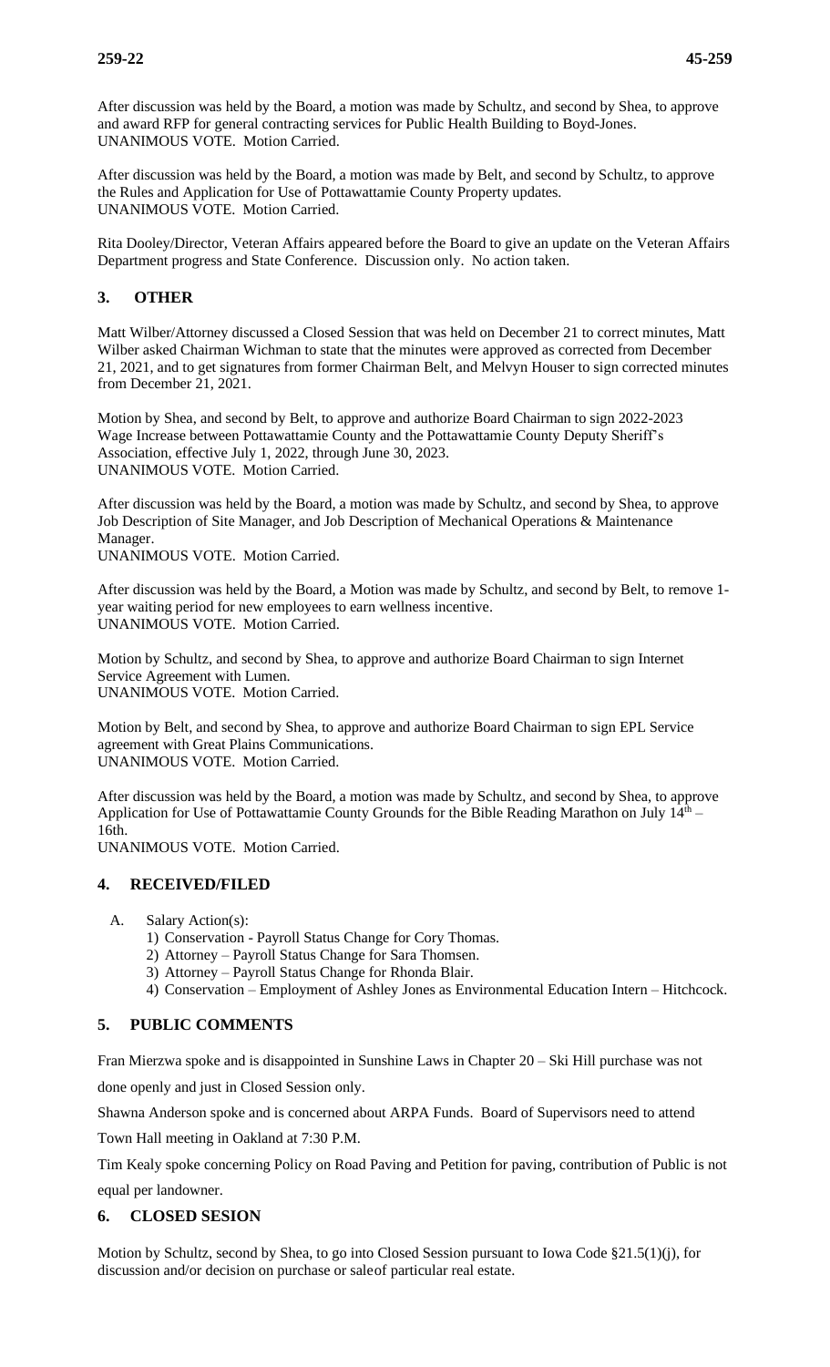After discussion was held by the Board, a motion was made by Schultz, and second by Shea, to approve and award RFP for general contracting services for Public Health Building to Boyd-Jones.
UNANIMOUS VOTE. Motion Carried.

After discussion was held by the Board, a motion was made by Belt, and second by Schultz, to approve the Rules and Application for Use of Pottawattamie County Property updates.
UNANIMOUS VOTE. Motion Carried.

Rita Dooley/Director, Veteran Affairs appeared before the Board to give an update on the Veteran Affairs Department progress and State Conference. Discussion only. No action taken.

## 3. OTHER

Matt Wilber/Attorney discussed a Closed Session that was held on December 21 to correct minutes, Matt Wilber asked Chairman Wichman to state that the minutes were approved as corrected from December 21, 2021, and to get signatures from former Chairman Belt, and Melvyn Houser to sign corrected minutes from December 21, 2021.

Motion by Shea, and second by Belt, to approve and authorize Board Chairman to sign 2022-2023 Wage Increase between Pottawattamie County and the Pottawattamie County Deputy Sheriff's Association, effective July 1, 2022, through June 30, 2023.
UNANIMOUS VOTE. Motion Carried.

After discussion was held by the Board, a motion was made by Schultz, and second by Shea, to approve Job Description of Site Manager, and Job Description of Mechanical Operations & Maintenance Manager.
UNANIMOUS VOTE. Motion Carried.

After discussion was held by the Board, a Motion was made by Schultz, and second by Belt, to remove 1-year waiting period for new employees to earn wellness incentive.
UNANIMOUS VOTE. Motion Carried.

Motion by Schultz, and second by Shea, to approve and authorize Board Chairman to sign Internet Service Agreement with Lumen.
UNANIMOUS VOTE. Motion Carried.

Motion by Belt, and second by Shea, to approve and authorize Board Chairman to sign EPL Service agreement with Great Plains Communications.
UNANIMOUS VOTE. Motion Carried.

After discussion was held by the Board, a motion was made by Schultz, and second by Shea, to approve Application for Use of Pottawattamie County Grounds for the Bible Reading Marathon on July 14th – 16th.
UNANIMOUS VOTE. Motion Carried.

## 4. RECEIVED/FILED

A. Salary Action(s):
   1) Conservation - Payroll Status Change for Cory Thomas.
   2) Attorney – Payroll Status Change for Sara Thomsen.
   3) Attorney – Payroll Status Change for Rhonda Blair.
   4) Conservation – Employment of Ashley Jones as Environmental Education Intern – Hitchcock.

## 5. PUBLIC COMMENTS

Fran Mierzwa spoke and is disappointed in Sunshine Laws in Chapter 20 – Ski Hill purchase was not done openly and just in Closed Session only.

Shawna Anderson spoke and is concerned about ARPA Funds. Board of Supervisors need to attend Town Hall meeting in Oakland at 7:30 P.M.

Tim Kealy spoke concerning Policy on Road Paving and Petition for paving, contribution of Public is not equal per landowner.

## 6. CLOSED SESION

Motion by Schultz, second by Shea, to go into Closed Session pursuant to Iowa Code §21.5(1)(j), for discussion and/or decision on purchase or saleof particular real estate.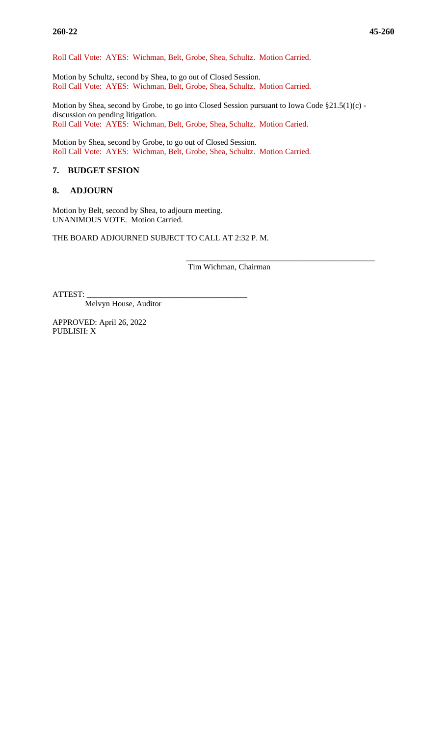Roll Call Vote: AYES: Wichman, Belt, Grobe, Shea, Schultz. Motion Carried.

Motion by Schultz, second by Shea, to go out of Closed Session.
Roll Call Vote: AYES: Wichman, Belt, Grobe, Shea, Schultz. Motion Carried.

Motion by Shea, second by Grobe, to go into Closed Session pursuant to Iowa Code §21.5(1)(c) - discussion on pending litigation.
Roll Call Vote: AYES: Wichman, Belt, Grobe, Shea, Schultz. Motion Caried.

Motion by Shea, second by Grobe, to go out of Closed Session.
Roll Call Vote: AYES: Wichman, Belt, Grobe, Shea, Schultz. Motion Carried.

## 7. BUDGET SESION

## 8. ADJOURN

Motion by Belt, second by Shea, to adjourn meeting.
UNANIMOUS VOTE. Motion Carried.

THE BOARD ADJOURNED SUBJECT TO CALL AT 2:32 P. M.

_______________________________________________
Tim Wichman, Chairman

ATTEST: _______________________________________
Melvyn House, Auditor

APPROVED: April 26, 2022
PUBLISH: X